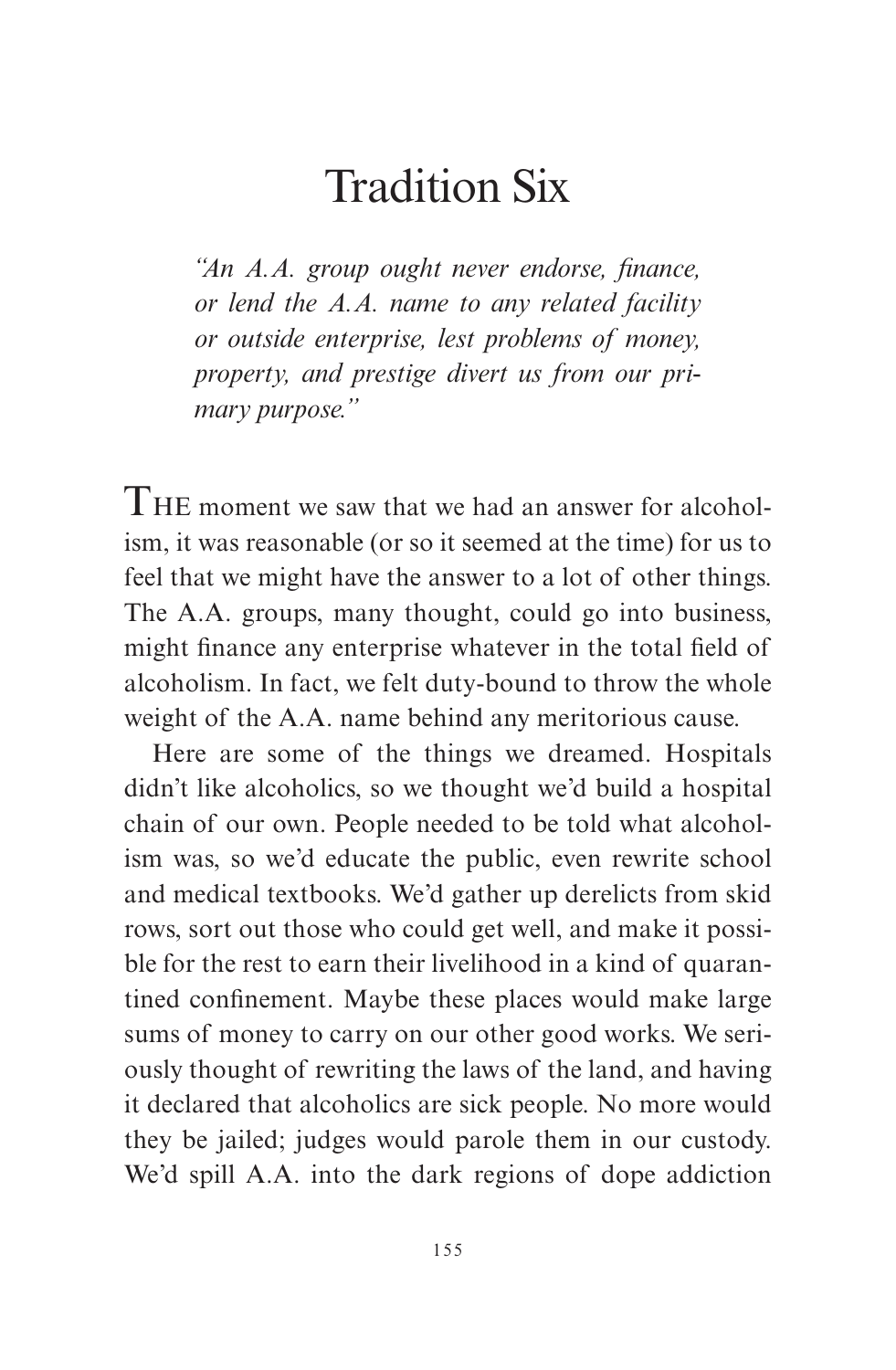# Tradition Six

*"An A.A. group ought never endorse, finance, or lend the A.A. name to any related facility or outside enterprise, lest problems of money, property, and prestige divert us from our primary purpose."*

THE moment we saw that we had an answer for alcoholism, it was reasonable (or so it seemed at the time) for us to feel that we might have the answer to a lot of other things. The A.A. groups, many thought, could go into business, might finance any enterprise whatever in the total field of alcoholism. In fact, we felt duty-bound to throw the whole weight of the A.A. name behind any meritorious cause.

Here are some of the things we dreamed. Hospitals didn't like alcoholics, so we thought we'd build a hospital chain of our own. People needed to be told what alcoholism was, so we'd educate the public, even rewrite school and medical textbooks. We'd gather up derelicts from skid rows, sort out those who could get well, and make it possible for the rest to earn their livelihood in a kind of quarantined confinement. Maybe these places would make large sums of money to carry on our other good works. We seriously thought of rewriting the laws of the land, and having it declared that alcoholics are sick people. No more would they be jailed; judges would parole them in our custody. We'd spill A.A. into the dark regions of dope addiction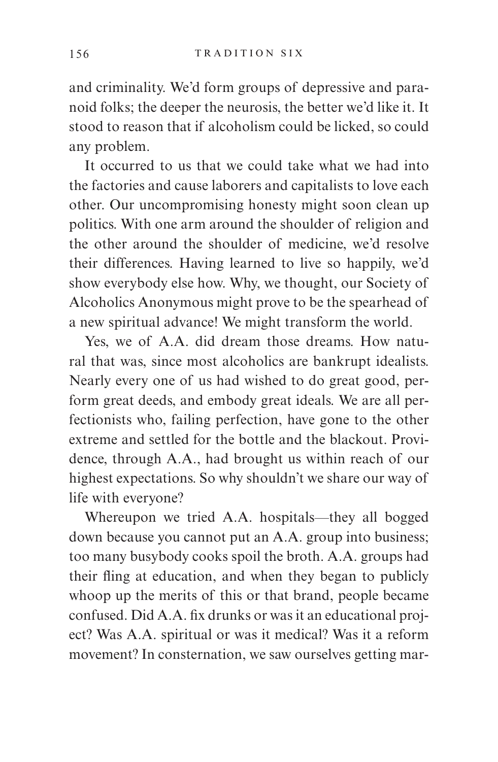and criminality. We'd form groups of depressive and paranoid folks; the deeper the neurosis, the better we'd like it. It stood to reason that if alcoholism could be licked, so could any problem.

It occurred to us that we could take what we had into the factories and cause laborers and capitalists to love each other. Our uncompromising honesty might soon clean up politics. With one arm around the shoulder of religion and the other around the shoulder of medicine, we'd resolve their differences. Having learned to live so happily, we'd show everybody else how. Why, we thought, our Society of Alcoholics Anonymous might prove to be the spearhead of a new spiritual advance! We might transform the world.

Yes, we of A.A. did dream those dreams. How natural that was, since most alcoholics are bankrupt idealists. Nearly every one of us had wished to do great good, perform great deeds, and embody great ideals. We are all perfectionists who, failing perfection, have gone to the other extreme and settled for the bottle and the blackout. Providence, through A.A., had brought us within reach of our highest expectations. So why shouldn't we share our way of life with everyone?

Whereupon we tried A.A. hospitals—they all bogged down because you cannot put an A.A. group into business; too many busybody cooks spoil the broth. A.A. groups had their fling at education, and when they began to publicly whoop up the merits of this or that brand, people became confused. Did A.A. fix drunks or was it an educational project? Was A.A. spiritual or was it medical? Was it a reform movement? In consternation, we saw ourselves getting mar-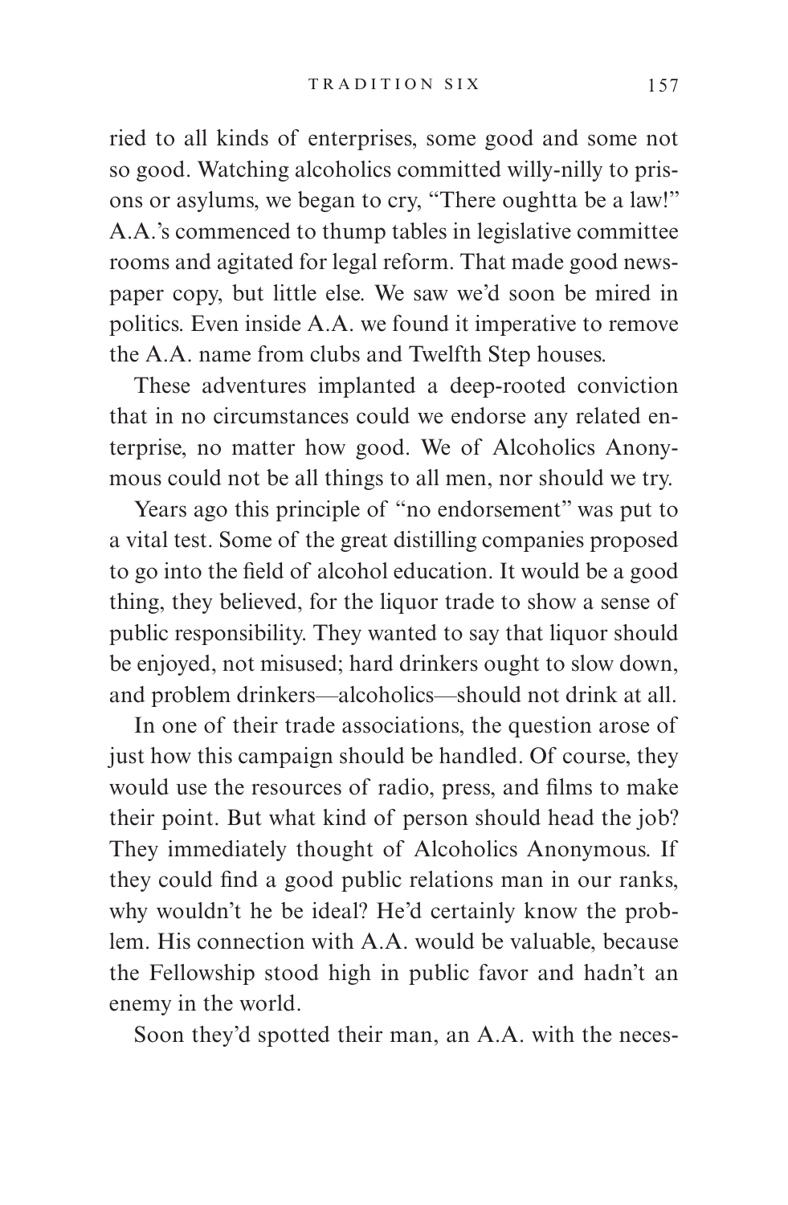ried to all kinds of enterprises, some good and some not so good. Watching alcoholics committed willy-nilly to prisons or asylums, we began to cry, "There oughtta be a law!" A.A.'s commenced to thump tables in legislative committee rooms and agitated for legal reform. That made good newspaper copy, but little else. We saw we'd soon be mired in politics. Even inside A.A. we found it imperative to remove the A.A. name from clubs and Twelfth Step houses.

These adventures implanted a deep-rooted conviction that in no circumstances could we endorse any related enterprise, no matter how good. We of Alcoholics Anonymous could not be all things to all men, nor should we try.

Years ago this principle of "no endorsement" was put to a vital test. Some of the great distilling companies proposed to go into the field of alcohol education. It would be a good thing, they believed, for the liquor trade to show a sense of public responsibility. They wanted to say that liquor should be enjoyed, not misused; hard drinkers ought to slow down, and problem drinkers—alcoholics—should not drink at all.

In one of their trade associations, the question arose of just how this campaign should be handled. Of course, they would use the resources of radio, press, and films to make their point. But what kind of person should head the job? They immediately thought of Alcoholics Anonymous. If they could find a good public relations man in our ranks, why wouldn't he be ideal? He'd certainly know the problem. His connection with A.A. would be valuable, because the Fellowship stood high in public favor and hadn't an enemy in the world.

Soon they'd spotted their man, an A.A. with the neces-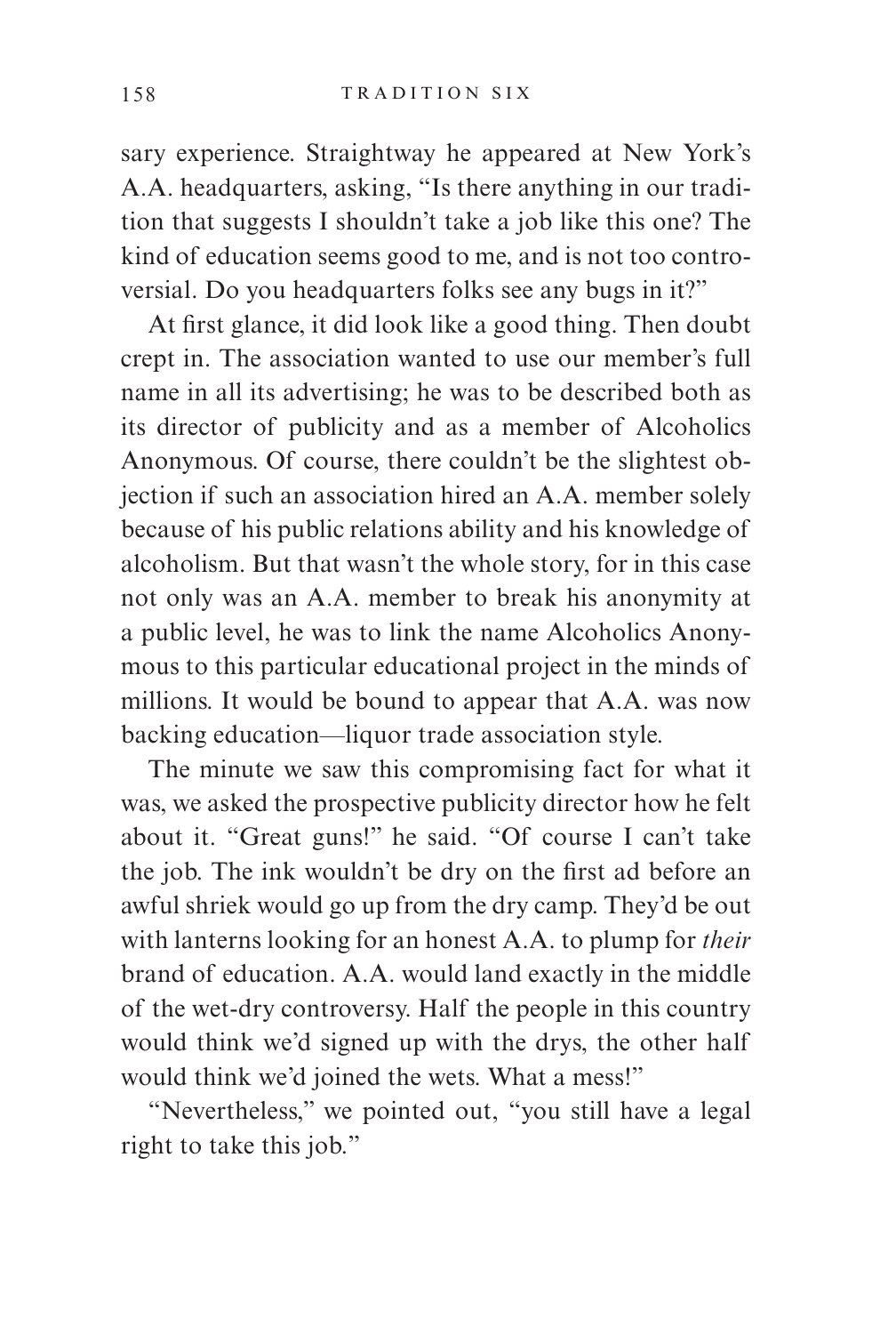sary experience. Straightway he appeared at New York's A.A. headquarters, asking, "Is there anything in our tradition that suggests I shouldn't take a job like this one? The kind of education seems good to me, and is not too controversial. Do you headquarters folks see any bugs in it?"

At first glance, it did look like a good thing. Then doubt crept in. The association wanted to use our member's full name in all its advertising; he was to be described both as its director of publicity and as a member of Alcoholics Anonymous. Of course, there couldn't be the slightest objection if such an association hired an A.A. member solely because of his public relations ability and his knowledge of alcoholism. But that wasn't the whole story, for in this case not only was an A.A. member to break his anonymity at a public level, he was to link the name Alcoholics Anonymous to this particular educational project in the minds of millions. It would be bound to appear that A.A. was now backing education—liquor trade association style.

The minute we saw this compromising fact for what it was, we asked the prospective publicity director how he felt about it. "Great guns!" he said. "Of course I can't take the job. The ink wouldn't be dry on the first ad before an awful shriek would go up from the dry camp. They'd be out with lanterns looking for an honest A.A. to plump for *their* brand of education. A.A. would land exactly in the middle of the wet-dry controversy. Half the people in this country would think we'd signed up with the drys, the other half would think we'd joined the wets. What a mess!"

"Nevertheless," we pointed out, "you still have a legal right to take this job."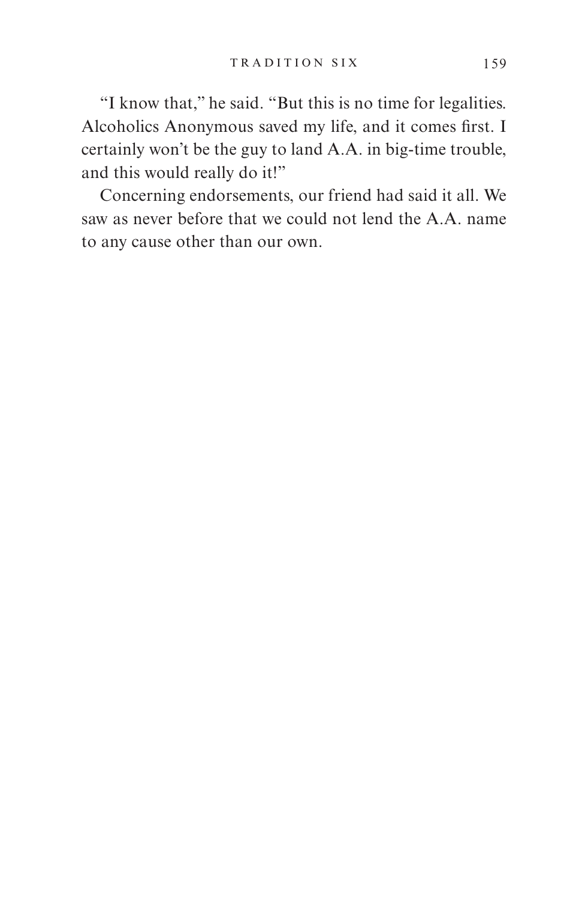"I know that," he said. "But this is no time for legalities. Alcoholics Anonymous saved my life, and it comes first. I certainly won't be the guy to land A.A. in big-time trouble, and this would really do it!"

Concerning endorsements, our friend had said it all. We saw as never before that we could not lend the A.A. name to any cause other than our own.